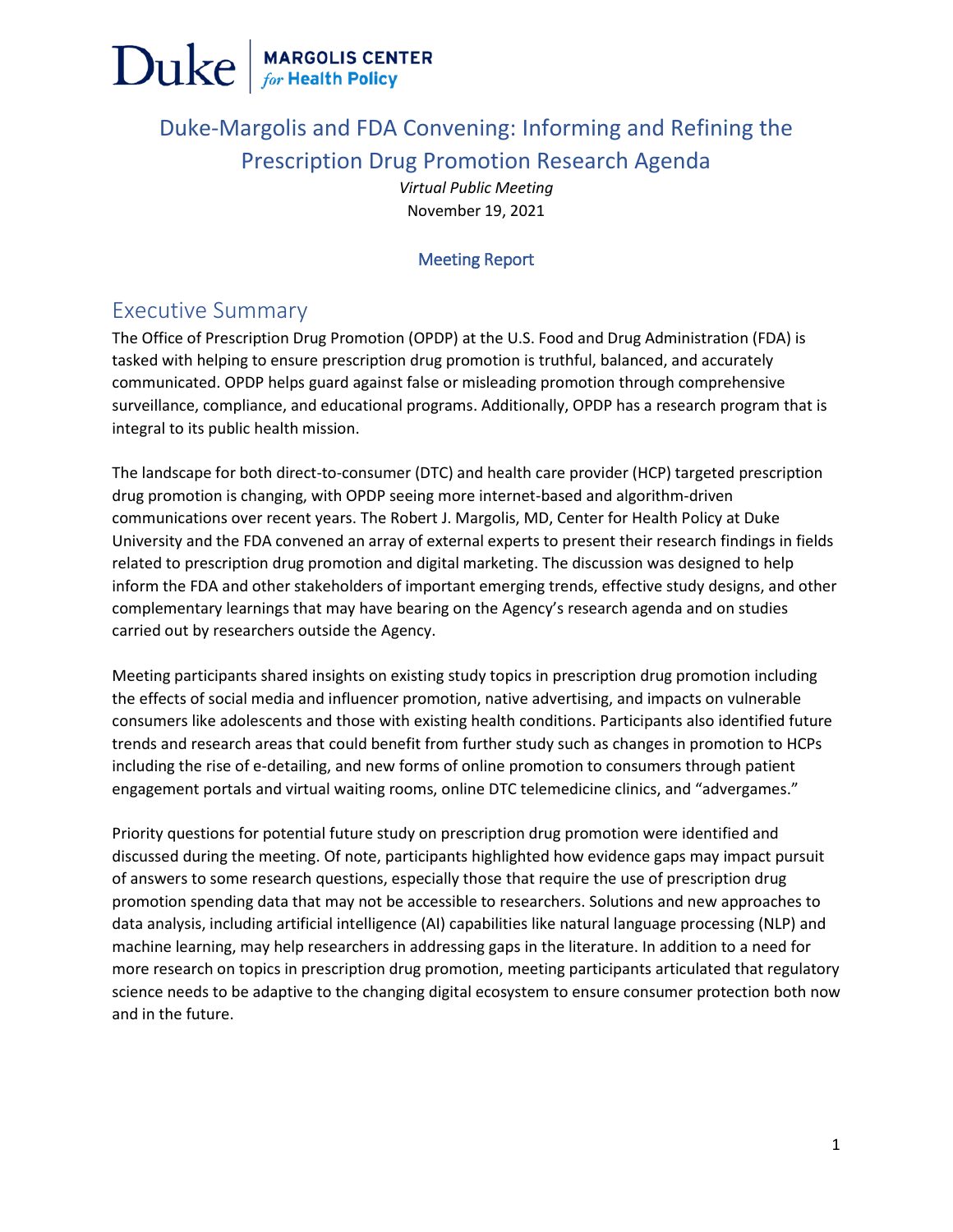Duke | MARGOLIS CENTER *for* Health Policy

# Duke-Margolis and FDA Convening: Informing and Refining the Prescription Drug Promotion Research Agenda

*Virtual Public Meeting*

November 19, 2021

### Meeting Report

## Executive Summary

The Office of Prescription Drug Promotion (OPDP) at the U.S. Food and Drug Administration (FDA) is tasked with helping to ensure prescription drug promotion is truthful, balanced, and accurately communicated. OPDP helps guard against false or misleading promotion through comprehensive surveillance, compliance, and educational programs. Additionally, OPDP has a research program that is integral to its public health mission.

The landscape for both direct-to-consumer (DTC) and health care provider (HCP) targeted prescription drug promotion is changing, with OPDP seeing more internet-based and algorithm-driven communications over recent years. The Robert J. Margolis, MD, Center for Health Policy at Duke University and the FDA convened an array of external experts to present their research findings in fields related to prescription drug promotion and digital marketing. The discussion was designed to help inform the FDA and other stakeholders of important emerging trends, effective study designs, and other complementary learnings that may have bearing on the Agency's research agenda and on studies carried out by researchers outside the Agency.

Meeting participants shared insights on existing study topics in prescription drug promotion including the effects of social media and influencer promotion, native advertising, and impacts on vulnerable consumers like adolescents and those with existing health conditions. Participants also identified future trends and research areas that could benefit from further study such as changes in promotion to HCPs including the rise of e-detailing, and new forms of online promotion to consumers through patient engagement portals and virtual waiting rooms, online DTC telemedicine clinics, and "advergames."

Priority questions for potential future study on prescription drug promotion were identified and discussed during the meeting. Of note, participants highlighted how evidence gaps may impact pursuit of answers to some research questions, especially those that require the use of prescription drug promotion spending data that may not be accessible to researchers. Solutions and new approaches to data analysis, including artificial intelligence (AI) capabilities like natural language processing (NLP) and machine learning, may help researchers in addressing gaps in the literature. In addition to a need for more research on topics in prescription drug promotion, meeting participants articulated that regulatory science needs to be adaptive to the changing digital ecosystem to ensure consumer protection both now and in the future.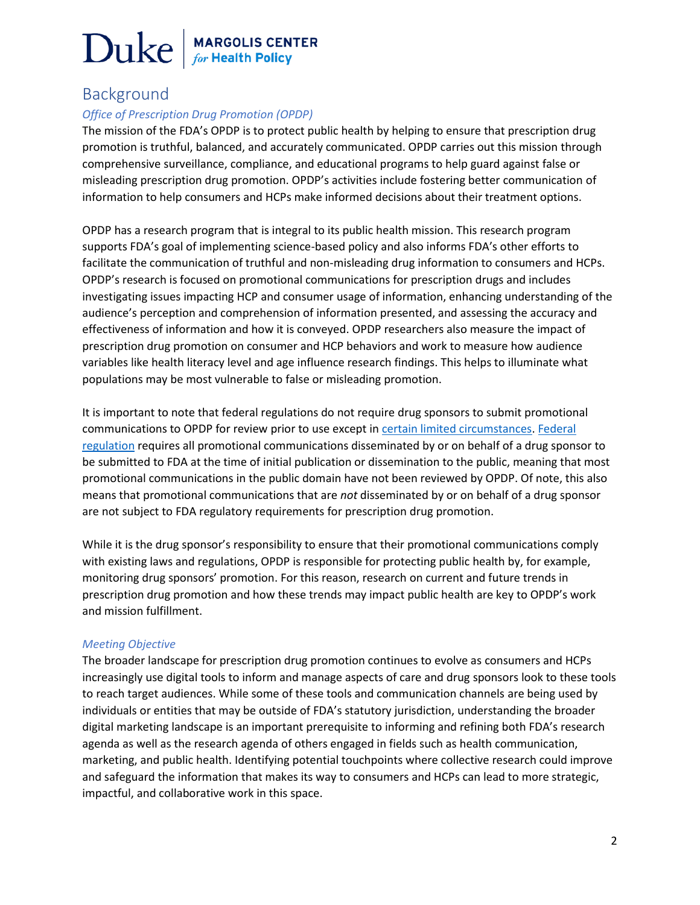## Background

### *Office of Prescription Drug Promotion (OPDP)*

The mission of the FDA's OPDP is to protect public health by helping to ensure that prescription drug promotion is truthful, balanced, and accurately communicated. OPDP carries out this mission through comprehensive surveillance, compliance, and educational programs to help guard against false or misleading prescription drug promotion. OPDP's activities include fostering better communication of information to help consumers and HCPs make informed decisions about their treatment options.

OPDP has a research program that is integral to its public health mission. This research program supports FDA's goal of implementing science-based policy and also informs FDA's other efforts to facilitate the communication of truthful and non-misleading drug information to consumers and HCPs. OPDP's research is focused on promotional communications for prescription drugs and includes investigating issues impacting HCP and consumer usage of information, enhancing understanding of the audience's perception and comprehension of information presented, and assessing the accuracy and effectiveness of information and how it is conveyed. OPDP researchers also measure the impact of prescription drug promotion on consumer and HCP behaviors and work to measure how audience variables like health literacy level and age influence research findings. This helps to illuminate what populations may be most vulnerable to false or misleading promotion.

It is important to note that federal regulations do not require drug sponsors to submit promotional communications to OPDP for review prior to use except in certain limited circumstances. Federal regulation requires all promotional communications disseminated by or on behalf of a drug sponsor to be submitted to FDA at the time of initial publication or dissemination to the public, meaning that most promotional communications in the public domain have not been reviewed by OPDP. Of note, this also means that promotional communications that are *not* disseminated by or on behalf of a drug sponsor are not subject to FDA regulatory requirements for prescription drug promotion.

While it is the drug sponsor's responsibility to ensure that their promotional communications comply with existing laws and regulations, OPDP is responsible for protecting public health by, for example, monitoring drug sponsors' promotion. For this reason, research on current and future trends in prescription drug promotion and how these trends may impact public health are key to OPDP's work and mission fulfillment.

### *Meeting Objective*

The broader landscape for prescription drug promotion continues to evolve as consumers and HCPs increasingly use digital tools to inform and manage aspects of care and drug sponsors look to these tools to reach target audiences. While some of these tools and communication channels are being used by individuals or entities that may be outside of FDA's statutory jurisdiction, understanding the broader digital marketing landscape is an important prerequisite to informing and refining both FDA's research agenda as well as the research agenda of others engaged in fields such as health communication, marketing, and public health. Identifying potential touchpoints where collective research could improve and safeguard the information that makes its way to consumers and HCPs can lead to more strategic, impactful, and collaborative work in this space.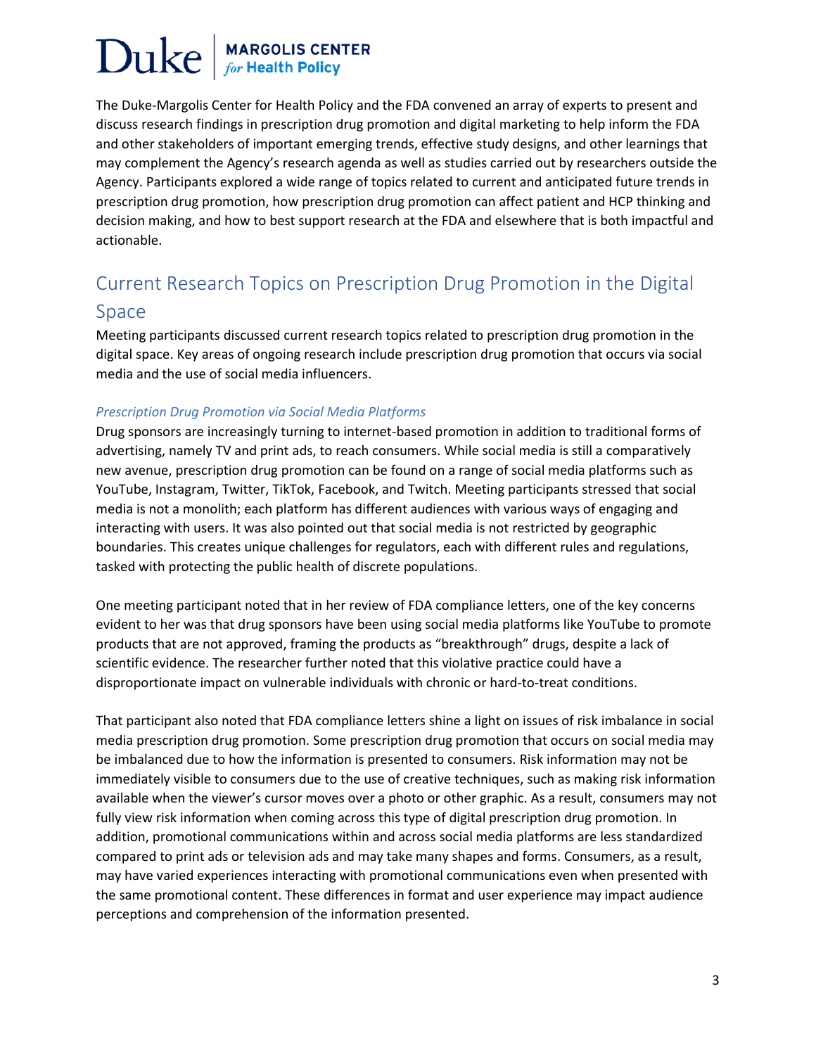The Duke-Margolis Center for Health Policy and the FDA convened an array of experts to present and discuss research findings in prescription drug promotion and digital marketing to help inform the FDA and other stakeholders of important emerging trends, effective study designs, and other learnings that may complement the Agency's research agenda as well as studies carried out by researchers outside the Agency. Participants explored a wide range of topics related to current and anticipated future trends in prescription drug promotion, how prescription drug promotion can affect patient and HCP thinking and decision making, and how to best support research at the FDA and elsewhere that is both impactful and actionable.

## Current Research Topics on Prescription Drug Promotion in the Digital Space

Meeting participants discussed current research topics related to prescription drug promotion in the digital space. Key areas of ongoing research include prescription drug promotion that occurs via social media and the use of social media influencers.

### *Prescription Drug Promotion via Social Media Platforms*

Drug sponsors are increasingly turning to internet-based promotion in addition to traditional forms of advertising, namely TV and print ads, to reach consumers. While social media is still a comparatively new avenue, prescription drug promotion can be found on a range of social media platforms such as YouTube, Instagram, Twitter, TikTok, Facebook, and Twitch. Meeting participants stressed that social media is not a monolith; each platform has different audiences with various ways of engaging and interacting with users. It was also pointed out that social media is not restricted by geographic boundaries. This creates unique challenges for regulators, each with different rules and regulations, tasked with protecting the public health of discrete populations.

One meeting participant noted that in her review of FDA compliance letters, one of the key concerns evident to her was that drug sponsors have been using social media platforms like YouTube to promote products that are not approved, framing the products as "breakthrough" drugs, despite a lack of scientific evidence. The researcher further noted that this violative practice could have a disproportionate impact on vulnerable individuals with chronic or hard-to-treat conditions.

That participant also noted that FDA compliance letters shine a light on issues of risk imbalance in social media prescription drug promotion. Some prescription drug promotion that occurs on social media may be imbalanced due to how the information is presented to consumers. Risk information may not be immediately visible to consumers due to the use of creative techniques, such as making risk information available when the viewer's cursor moves over a photo or other graphic. As a result, consumers may not fully view risk information when coming across this type of digital prescription drug promotion. In addition, promotional communications within and across social media platforms are less standardized compared to print ads or television ads and may take many shapes and forms. Consumers, as a result, may have varied experiences interacting with promotional communications even when presented with the same promotional content. These differences in format and user experience may impact audience perceptions and comprehension of the information presented.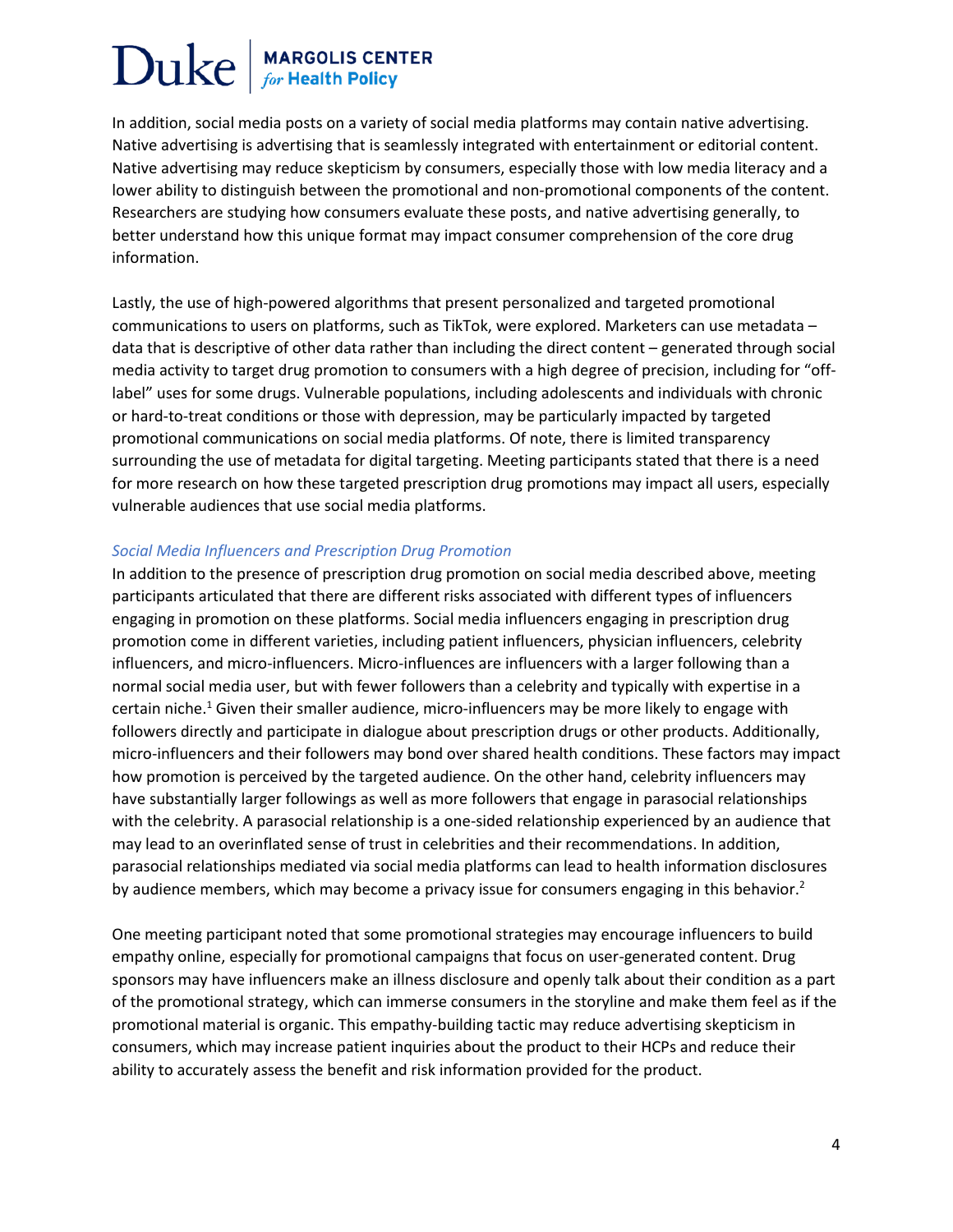In addition, social media posts on a variety of social media platforms may contain native advertising. Native advertising is advertising that is seamlessly integrated with entertainment or editorial content. Native advertising may reduce skepticism by consumers, especially those with low media literacy and a lower ability to distinguish between the promotional and non-promotional components of the content. Researchers are studying how consumers evaluate these posts, and native advertising generally, to better understand how this unique format may impact consumer comprehension of the core drug information.

Lastly, the use of high-powered algorithms that present personalized and targeted promotional communications to users on platforms, such as TikTok, were explored. Marketers can use metadata – data that is descriptive of other data rather than including the direct content – generated through social media activity to target drug promotion to consumers with a high degree of precision, including for "off-label" uses for some drugs. Vulnerable populations, including adolescents and individuals with chronic or hard-to-treat conditions or those with depression, may be particularly impacted by targeted promotional communications on social media platforms. Of note, there is limited transparency surrounding the use of metadata for digital targeting. Meeting participants stated that there is a need for more research on how these targeted prescription drug promotions may impact all users, especially vulnerable audiences that use social media platforms.

### *Social Media Influencers and Prescription Drug Promotion*

In addition to the presence of prescription drug promotion on social media described above, meeting participants articulated that there are different risks associated with different types of influencers engaging in promotion on these platforms. Social media influencers engaging in prescription drug promotion come in different varieties, including patient influencers, physician influencers, celebrity influencers, and micro-influencers. Micro-influences are influencers with a larger following than a normal social media user, but with fewer followers than a celebrity and typically with expertise in a certain niche.[1] Given their smaller audience, micro-influencers may be more likely to engage with followers directly and participate in dialogue about prescription drugs or other products. Additionally, micro-influencers and their followers may bond over shared health conditions. These factors may impact how promotion is perceived by the targeted audience. On the other hand, celebrity influencers may have substantially larger followings as well as more followers that engage in parasocial relationships with the celebrity. A parasocial relationship is a one-sided relationship experienced by an audience that may lead to an overinflated sense of trust in celebrities and their recommendations. In addition, parasocial relationships mediated via social media platforms can lead to health information disclosures by audience members, which may become a privacy issue for consumers engaging in this behavior.[2]

One meeting participant noted that some promotional strategies may encourage influencers to build empathy online, especially for promotional campaigns that focus on user-generated content. Drug sponsors may have influencers make an illness disclosure and openly talk about their condition as a part of the promotional strategy, which can immerse consumers in the storyline and make them feel as if the promotional material is organic. This empathy-building tactic may reduce advertising skepticism in consumers, which may increase patient inquiries about the product to their HCPs and reduce their ability to accurately assess the benefit and risk information provided for the product.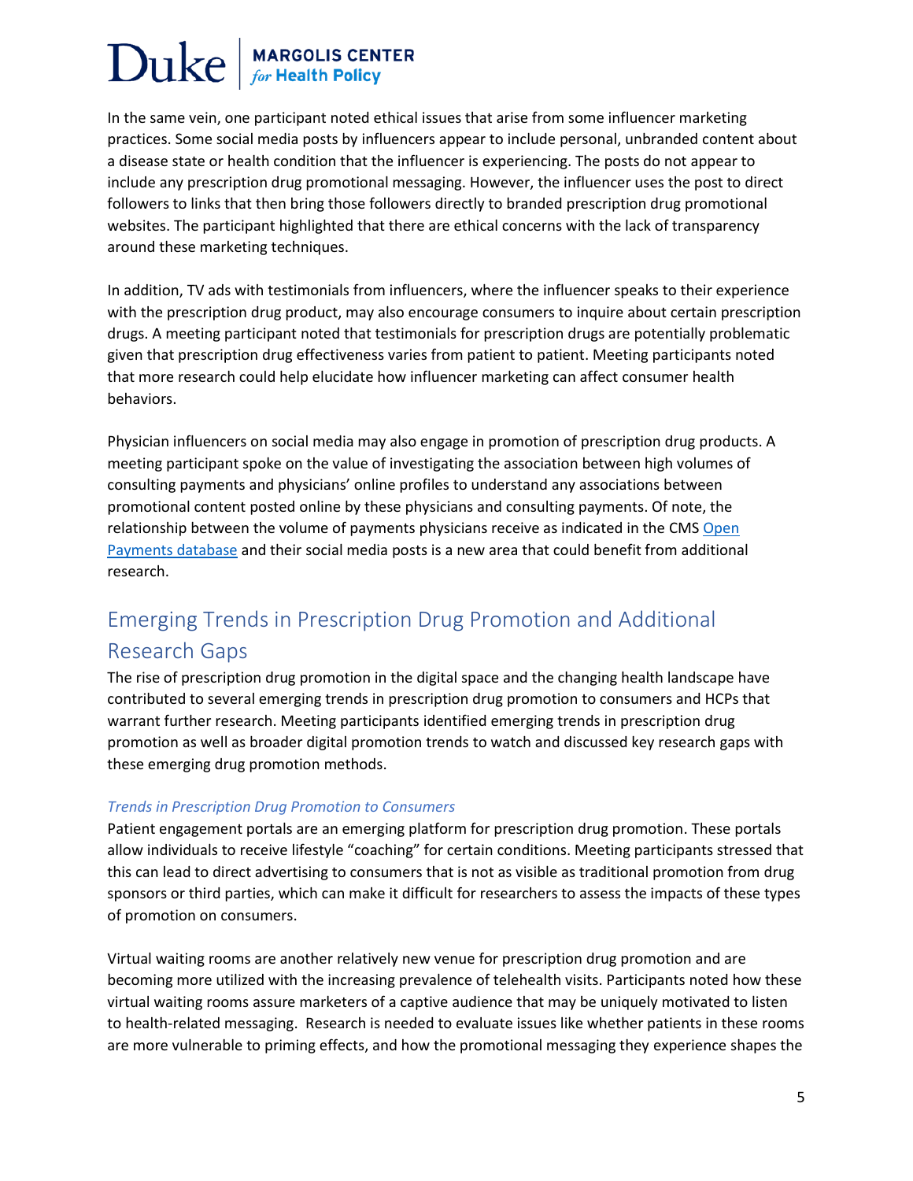In the same vein, one participant noted ethical issues that arise from some influencer marketing practices. Some social media posts by influencers appear to include personal, unbranded content about a disease state or health condition that the influencer is experiencing. The posts do not appear to include any prescription drug promotional messaging. However, the influencer uses the post to direct followers to links that then bring those followers directly to branded prescription drug promotional websites. The participant highlighted that there are ethical concerns with the lack of transparency around these marketing techniques.

In addition, TV ads with testimonials from influencers, where the influencer speaks to their experience with the prescription drug product, may also encourage consumers to inquire about certain prescription drugs. A meeting participant noted that testimonials for prescription drugs are potentially problematic given that prescription drug effectiveness varies from patient to patient. Meeting participants noted that more research could help elucidate how influencer marketing can affect consumer health behaviors.

Physician influencers on social media may also engage in promotion of prescription drug products. A meeting participant spoke on the value of investigating the association between high volumes of consulting payments and physicians' online profiles to understand any associations between promotional content posted online by these physicians and consulting payments. Of note, the relationship between the volume of payments physicians receive as indicated in the CMS Open Payments database and their social media posts is a new area that could benefit from additional research.

## Emerging Trends in Prescription Drug Promotion and Additional Research Gaps

The rise of prescription drug promotion in the digital space and the changing health landscape have contributed to several emerging trends in prescription drug promotion to consumers and HCPs that warrant further research. Meeting participants identified emerging trends in prescription drug promotion as well as broader digital promotion trends to watch and discussed key research gaps with these emerging drug promotion methods.

### *Trends in Prescription Drug Promotion to Consumers*

Patient engagement portals are an emerging platform for prescription drug promotion. These portals allow individuals to receive lifestyle "coaching" for certain conditions. Meeting participants stressed that this can lead to direct advertising to consumers that is not as visible as traditional promotion from drug sponsors or third parties, which can make it difficult for researchers to assess the impacts of these types of promotion on consumers.

Virtual waiting rooms are another relatively new venue for prescription drug promotion and are becoming more utilized with the increasing prevalence of telehealth visits. Participants noted how these virtual waiting rooms assure marketers of a captive audience that may be uniquely motivated to listen to health-related messaging. Research is needed to evaluate issues like whether patients in these rooms are more vulnerable to priming effects, and how the promotional messaging they experience shapes the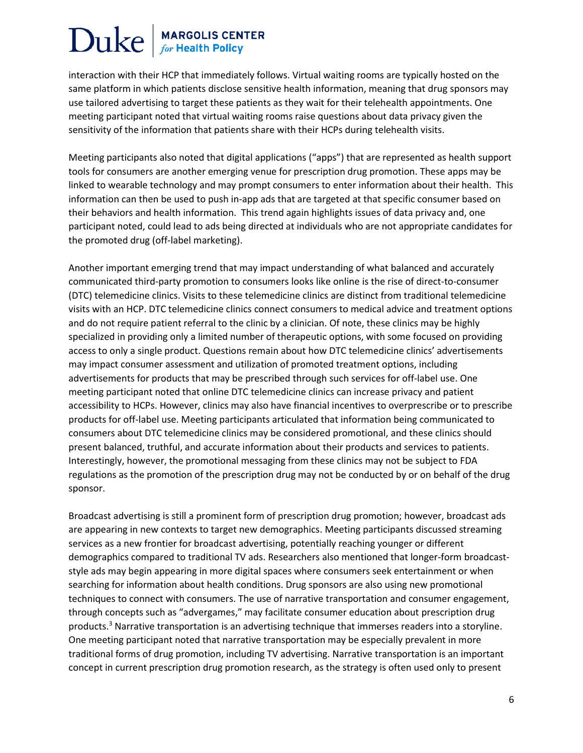interaction with their HCP that immediately follows. Virtual waiting rooms are typically hosted on the same platform in which patients disclose sensitive health information, meaning that drug sponsors may use tailored advertising to target these patients as they wait for their telehealth appointments. One meeting participant noted that virtual waiting rooms raise questions about data privacy given the sensitivity of the information that patients share with their HCPs during telehealth visits.

Meeting participants also noted that digital applications ("apps") that are represented as health support tools for consumers are another emerging venue for prescription drug promotion. These apps may be linked to wearable technology and may prompt consumers to enter information about their health. This information can then be used to push in-app ads that are targeted at that specific consumer based on their behaviors and health information. This trend again highlights issues of data privacy and, one participant noted, could lead to ads being directed at individuals who are not appropriate candidates for the promoted drug (off-label marketing).

Another important emerging trend that may impact understanding of what balanced and accurately communicated third-party promotion to consumers looks like online is the rise of direct-to-consumer (DTC) telemedicine clinics. Visits to these telemedicine clinics are distinct from traditional telemedicine visits with an HCP. DTC telemedicine clinics connect consumers to medical advice and treatment options and do not require patient referral to the clinic by a clinician. Of note, these clinics may be highly specialized in providing only a limited number of therapeutic options, with some focused on providing access to only a single product. Questions remain about how DTC telemedicine clinics' advertisements may impact consumer assessment and utilization of promoted treatment options, including advertisements for products that may be prescribed through such services for off-label use. One meeting participant noted that online DTC telemedicine clinics can increase privacy and patient accessibility to HCPs. However, clinics may also have financial incentives to overprescribe or to prescribe products for off-label use. Meeting participants articulated that information being communicated to consumers about DTC telemedicine clinics may be considered promotional, and these clinics should present balanced, truthful, and accurate information about their products and services to patients. Interestingly, however, the promotional messaging from these clinics may not be subject to FDA regulations as the promotion of the prescription drug may not be conducted by or on behalf of the drug sponsor.

Broadcast advertising is still a prominent form of prescription drug promotion; however, broadcast ads are appearing in new contexts to target new demographics. Meeting participants discussed streaming services as a new frontier for broadcast advertising, potentially reaching younger or different demographics compared to traditional TV ads. Researchers also mentioned that longer-form broadcast-style ads may begin appearing in more digital spaces where consumers seek entertainment or when searching for information about health conditions. Drug sponsors are also using new promotional techniques to connect with consumers. The use of narrative transportation and consumer engagement, through concepts such as "advergames," may facilitate consumer education about prescription drug products.[3] Narrative transportation is an advertising technique that immerses readers into a storyline. One meeting participant noted that narrative transportation may be especially prevalent in more traditional forms of drug promotion, including TV advertising. Narrative transportation is an important concept in current prescription drug promotion research, as the strategy is often used only to present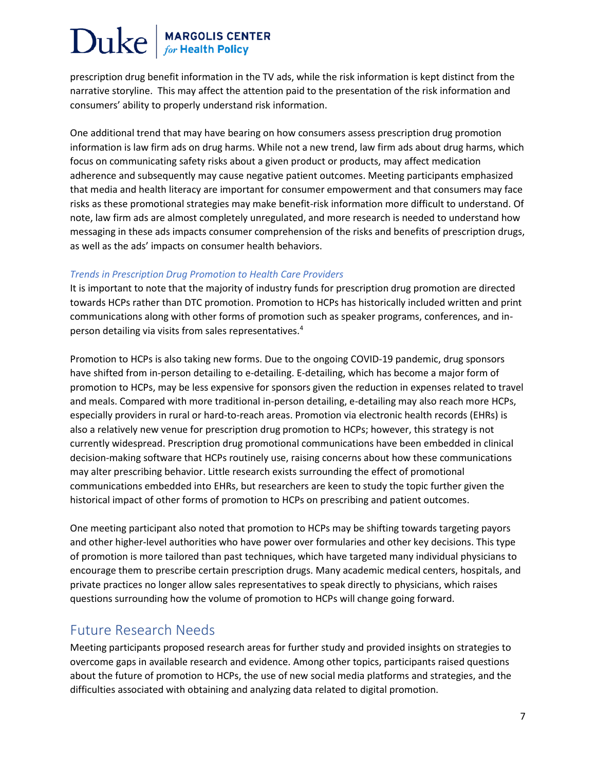prescription drug benefit information in the TV ads, while the risk information is kept distinct from the narrative storyline. This may affect the attention paid to the presentation of the risk information and consumers' ability to properly understand risk information.

One additional trend that may have bearing on how consumers assess prescription drug promotion information is law firm ads on drug harms. While not a new trend, law firm ads about drug harms, which focus on communicating safety risks about a given product or products, may affect medication adherence and subsequently may cause negative patient outcomes. Meeting participants emphasized that media and health literacy are important for consumer empowerment and that consumers may face risks as these promotional strategies may make benefit-risk information more difficult to understand. Of note, law firm ads are almost completely unregulated, and more research is needed to understand how messaging in these ads impacts consumer comprehension of the risks and benefits of prescription drugs, as well as the ads' impacts on consumer health behaviors.

### *Trends in Prescription Drug Promotion to Health Care Providers*

It is important to note that the majority of industry funds for prescription drug promotion are directed towards HCPs rather than DTC promotion. Promotion to HCPs has historically included written and print communications along with other forms of promotion such as speaker programs, conferences, and in-person detailing via visits from sales representatives.[4]

Promotion to HCPs is also taking new forms. Due to the ongoing COVID-19 pandemic, drug sponsors have shifted from in-person detailing to e-detailing. E-detailing, which has become a major form of promotion to HCPs, may be less expensive for sponsors given the reduction in expenses related to travel and meals. Compared with more traditional in-person detailing, e-detailing may also reach more HCPs, especially providers in rural or hard-to-reach areas. Promotion via electronic health records (EHRs) is also a relatively new venue for prescription drug promotion to HCPs; however, this strategy is not currently widespread. Prescription drug promotional communications have been embedded in clinical decision-making software that HCPs routinely use, raising concerns about how these communications may alter prescribing behavior. Little research exists surrounding the effect of promotional communications embedded into EHRs, but researchers are keen to study the topic further given the historical impact of other forms of promotion to HCPs on prescribing and patient outcomes.

One meeting participant also noted that promotion to HCPs may be shifting towards targeting payors and other higher-level authorities who have power over formularies and other key decisions. This type of promotion is more tailored than past techniques, which have targeted many individual physicians to encourage them to prescribe certain prescription drugs. Many academic medical centers, hospitals, and private practices no longer allow sales representatives to speak directly to physicians, which raises questions surrounding how the volume of promotion to HCPs will change going forward.

## Future Research Needs

Meeting participants proposed research areas for further study and provided insights on strategies to overcome gaps in available research and evidence. Among other topics, participants raised questions about the future of promotion to HCPs, the use of new social media platforms and strategies, and the difficulties associated with obtaining and analyzing data related to digital promotion.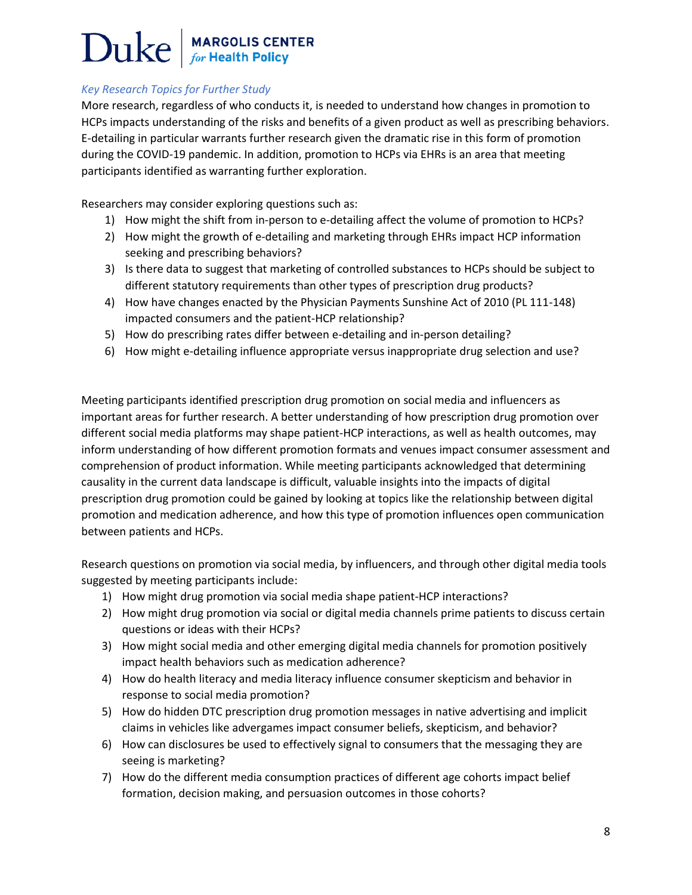### *Key Research Topics for Further Study*

More research, regardless of who conducts it, is needed to understand how changes in promotion to HCPs impacts understanding of the risks and benefits of a given product as well as prescribing behaviors. E-detailing in particular warrants further research given the dramatic rise in this form of promotion during the COVID-19 pandemic. In addition, promotion to HCPs via EHRs is an area that meeting participants identified as warranting further exploration.

Researchers may consider exploring questions such as:

1) How might the shift from in-person to e-detailing affect the volume of promotion to HCPs?
2) How might the growth of e-detailing and marketing through EHRs impact HCP information seeking and prescribing behaviors?
3) Is there data to suggest that marketing of controlled substances to HCPs should be subject to different statutory requirements than other types of prescription drug products?
4) How have changes enacted by the Physician Payments Sunshine Act of 2010 (PL 111-148) impacted consumers and the patient-HCP relationship?
5) How do prescribing rates differ between e-detailing and in-person detailing?
6) How might e-detailing influence appropriate versus inappropriate drug selection and use?

Meeting participants identified prescription drug promotion on social media and influencers as important areas for further research. A better understanding of how prescription drug promotion over different social media platforms may shape patient-HCP interactions, as well as health outcomes, may inform understanding of how different promotion formats and venues impact consumer assessment and comprehension of product information. While meeting participants acknowledged that determining causality in the current data landscape is difficult, valuable insights into the impacts of digital prescription drug promotion could be gained by looking at topics like the relationship between digital promotion and medication adherence, and how this type of promotion influences open communication between patients and HCPs.

Research questions on promotion via social media, by influencers, and through other digital media tools suggested by meeting participants include:

1) How might drug promotion via social media shape patient-HCP interactions?
2) How might drug promotion via social or digital media channels prime patients to discuss certain questions or ideas with their HCPs?
3) How might social media and other emerging digital media channels for promotion positively impact health behaviors such as medication adherence?
4) How do health literacy and media literacy influence consumer skepticism and behavior in response to social media promotion?
5) How do hidden DTC prescription drug promotion messages in native advertising and implicit claims in vehicles like advergames impact consumer beliefs, skepticism, and behavior?
6) How can disclosures be used to effectively signal to consumers that the messaging they are seeing is marketing?
7) How do the different media consumption practices of different age cohorts impact belief formation, decision making, and persuasion outcomes in those cohorts?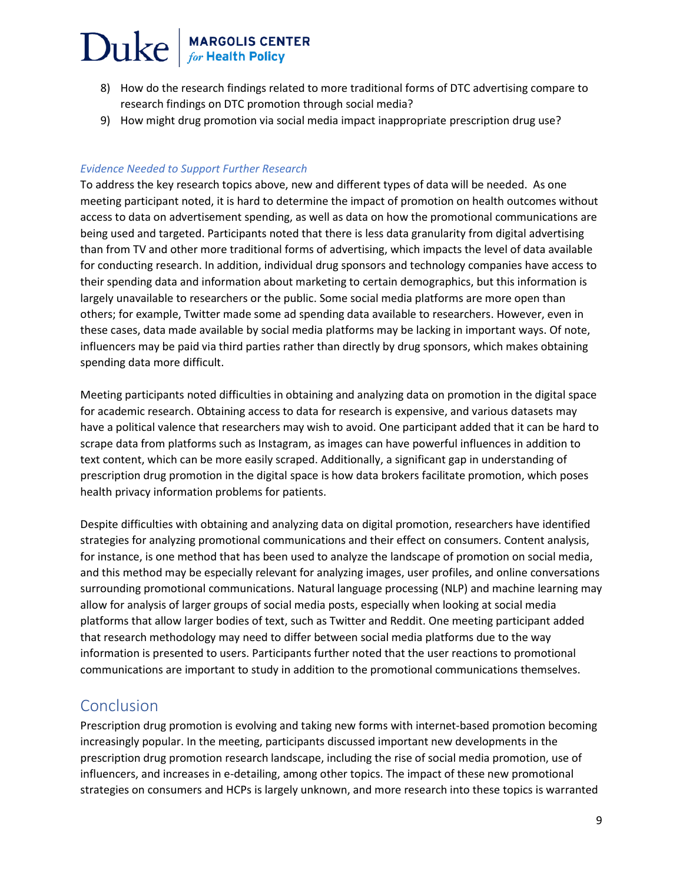8) How do the research findings related to more traditional forms of DTC advertising compare to research findings on DTC promotion through social media?
9) How might drug promotion via social media impact inappropriate prescription drug use?

*Evidence Needed to Support Further Research*

To address the key research topics above, new and different types of data will be needed. As one meeting participant noted, it is hard to determine the impact of promotion on health outcomes without access to data on advertisement spending, as well as data on how the promotional communications are being used and targeted. Participants noted that there is less data granularity from digital advertising than from TV and other more traditional forms of advertising, which impacts the level of data available for conducting research. In addition, individual drug sponsors and technology companies have access to their spending data and information about marketing to certain demographics, but this information is largely unavailable to researchers or the public. Some social media platforms are more open than others; for example, Twitter made some ad spending data available to researchers. However, even in these cases, data made available by social media platforms may be lacking in important ways. Of note, influencers may be paid via third parties rather than directly by drug sponsors, which makes obtaining spending data more difficult.

Meeting participants noted difficulties in obtaining and analyzing data on promotion in the digital space for academic research. Obtaining access to data for research is expensive, and various datasets may have a political valence that researchers may wish to avoid. One participant added that it can be hard to scrape data from platforms such as Instagram, as images can have powerful influences in addition to text content, which can be more easily scraped. Additionally, a significant gap in understanding of prescription drug promotion in the digital space is how data brokers facilitate promotion, which poses health privacy information problems for patients.

Despite difficulties with obtaining and analyzing data on digital promotion, researchers have identified strategies for analyzing promotional communications and their effect on consumers. Content analysis, for instance, is one method that has been used to analyze the landscape of promotion on social media, and this method may be especially relevant for analyzing images, user profiles, and online conversations surrounding promotional communications. Natural language processing (NLP) and machine learning may allow for analysis of larger groups of social media posts, especially when looking at social media platforms that allow larger bodies of text, such as Twitter and Reddit. One meeting participant added that research methodology may need to differ between social media platforms due to the way information is presented to users. Participants further noted that the user reactions to promotional communications are important to study in addition to the promotional communications themselves.

## Conclusion

Prescription drug promotion is evolving and taking new forms with internet-based promotion becoming increasingly popular. In the meeting, participants discussed important new developments in the prescription drug promotion research landscape, including the rise of social media promotion, use of influencers, and increases in e-detailing, among other topics. The impact of these new promotional strategies on consumers and HCPs is largely unknown, and more research into these topics is warranted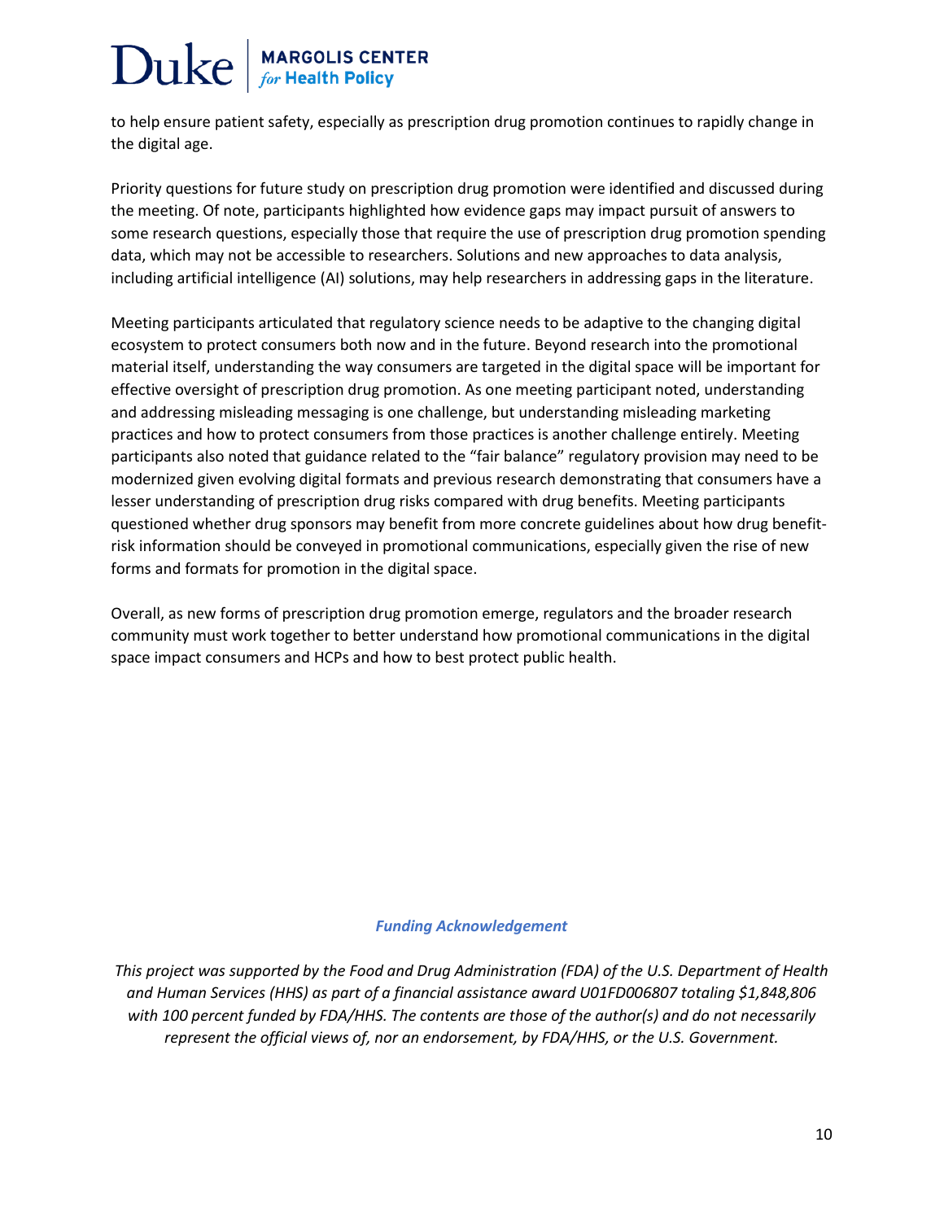to help ensure patient safety, especially as prescription drug promotion continues to rapidly change in the digital age.

Priority questions for future study on prescription drug promotion were identified and discussed during the meeting. Of note, participants highlighted how evidence gaps may impact pursuit of answers to some research questions, especially those that require the use of prescription drug promotion spending data, which may not be accessible to researchers. Solutions and new approaches to data analysis, including artificial intelligence (AI) solutions, may help researchers in addressing gaps in the literature.

Meeting participants articulated that regulatory science needs to be adaptive to the changing digital ecosystem to protect consumers both now and in the future. Beyond research into the promotional material itself, understanding the way consumers are targeted in the digital space will be important for effective oversight of prescription drug promotion. As one meeting participant noted, understanding and addressing misleading messaging is one challenge, but understanding misleading marketing practices and how to protect consumers from those practices is another challenge entirely. Meeting participants also noted that guidance related to the "fair balance" regulatory provision may need to be modernized given evolving digital formats and previous research demonstrating that consumers have a lesser understanding of prescription drug risks compared with drug benefits. Meeting participants questioned whether drug sponsors may benefit from more concrete guidelines about how drug benefit-risk information should be conveyed in promotional communications, especially given the rise of new forms and formats for promotion in the digital space.

Overall, as new forms of prescription drug promotion emerge, regulators and the broader research community must work together to better understand how promotional communications in the digital space impact consumers and HCPs and how to best protect public health.

***Funding Acknowledgement***

*This project was supported by the Food and Drug Administration (FDA) of the U.S. Department of Health and Human Services (HHS) as part of a financial assistance award U01FD006807 totaling $1,848,806 with 100 percent funded by FDA/HHS. The contents are those of the author(s) and do not necessarily represent the official views of, nor an endorsement, by FDA/HHS, or the U.S. Government.*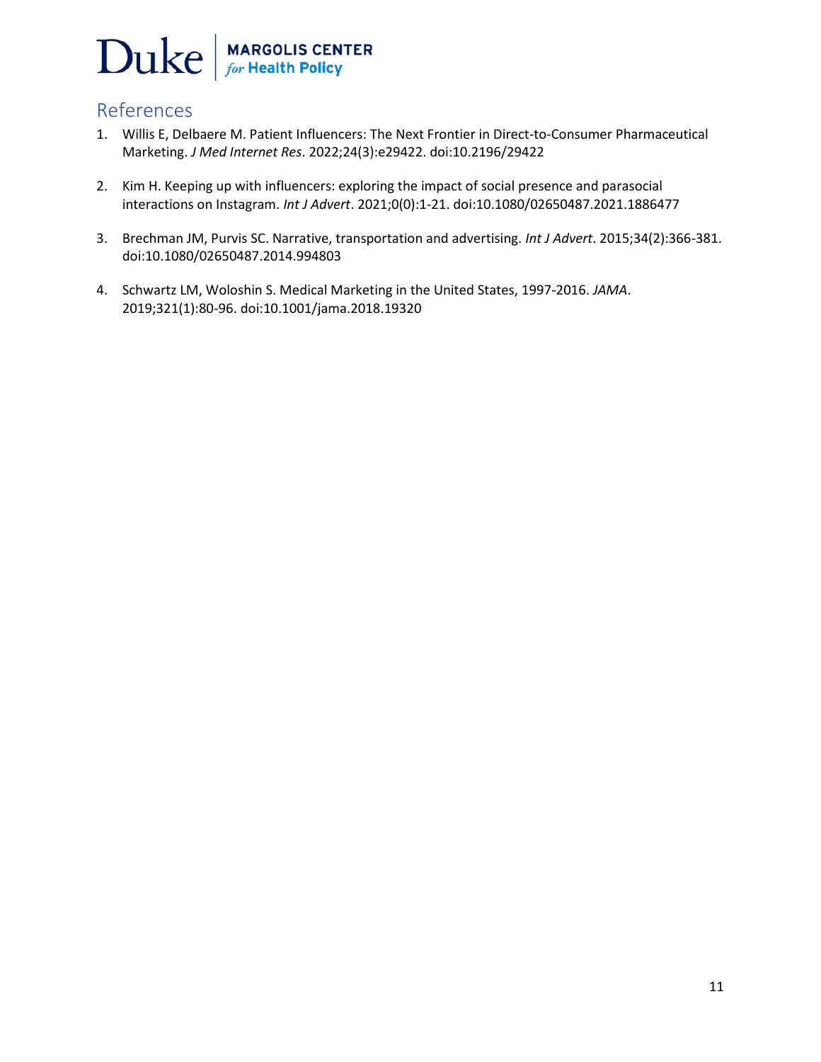## References

1. Willis E, Delbaere M. Patient Influencers: The Next Frontier in Direct-to-Consumer Pharmaceutical Marketing. *J Med Internet Res*. 2022;24(3):e29422. doi:10.2196/29422

2. Kim H. Keeping up with influencers: exploring the impact of social presence and parasocial interactions on Instagram. *Int J Advert*. 2021;0(0):1-21. doi:10.1080/02650487.2021.1886477

3. Brechman JM, Purvis SC. Narrative, transportation and advertising. *Int J Advert*. 2015;34(2):366-381. doi:10.1080/02650487.2014.994803

4. Schwartz LM, Woloshin S. Medical Marketing in the United States, 1997-2016. *JAMA*. 2019;321(1):80-96. doi:10.1001/jama.2018.19320